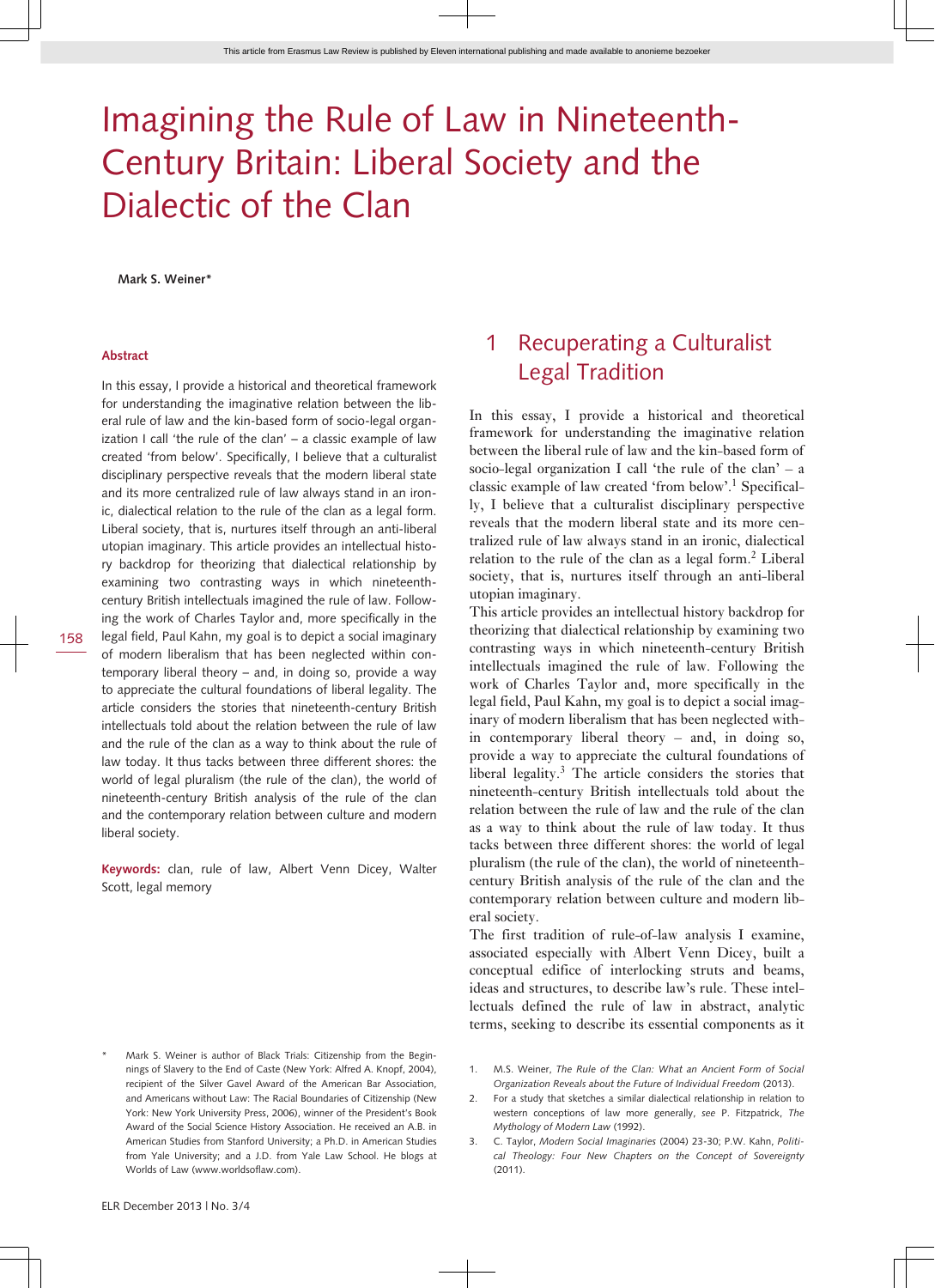# Imagining the Rule of Law in Nineteenth-Century Britain: Liberal Society and the Dialectic of the Clan

**Mark S. Weiner***

**Abstract**

In this essay, I provide a historical and theoretical framework for understanding the imaginative relation between the liberal rule of law and the kin-based form of socio-legal organization I call 'the rule of the clan' – a classic example of law created 'from below'. Specifically, I believe that a culturalist disciplinary perspective reveals that the modern liberal state and its more centralized rule of law always stand in an ironic, dialectical relation to the rule of the clan as a legal form. Liberal society, that is, nurtures itself through an anti-liberal utopian imaginary. This article provides an intellectual history backdrop for theorizing that dialectical relationship by examining two contrasting ways in which nineteenth-century British intellectuals imagined the rule of law. Following the work of Charles Taylor and, more specifically in the legal field, Paul Kahn, my goal is to depict a social imaginary of modern liberalism that has been neglected within contemporary liberal theory – and, in doing so, provide a way to appreciate the cultural foundations of liberal legality. The article considers the stories that nineteenth-century British intellectuals told about the relation between the rule of law and the rule of the clan as a way to think about the rule of law today. It thus tacks between three different shores: the world of legal pluralism (the rule of the clan), the world of nineteenth-century British analysis of the rule of the clan and the contemporary relation between culture and modern liberal society.

**Keywords:** clan, rule of law, Albert Venn Dicey, Walter Scott, legal memory

## 1 Recuperating a Culturalist Legal Tradition

In this essay, I provide a historical and theoretical framework for understanding the imaginative relation between the liberal rule of law and the kin-based form of socio-legal organization I call 'the rule of the clan' – a classic example of law created 'from below'.[1] Specifically, I believe that a culturalist disciplinary perspective reveals that the modern liberal state and its more centralized rule of law always stand in an ironic, dialectical relation to the rule of the clan as a legal form.[2] Liberal society, that is, nurtures itself through an anti-liberal utopian imaginary.

This article provides an intellectual history backdrop for theorizing that dialectical relationship by examining two contrasting ways in which nineteenth-century British intellectuals imagined the rule of law. Following the work of Charles Taylor and, more specifically in the legal field, Paul Kahn, my goal is to depict a social imaginary of modern liberalism that has been neglected within contemporary liberal theory – and, in doing so, provide a way to appreciate the cultural foundations of liberal legality.[3] The article considers the stories that nineteenth-century British intellectuals told about the relation between the rule of law and the rule of the clan as a way to think about the rule of law today. It thus tacks between three different shores: the world of legal pluralism (the rule of the clan), the world of nineteenth-century British analysis of the rule of the clan and the contemporary relation between culture and modern liberal society.

The first tradition of rule-of-law analysis I examine, associated especially with Albert Venn Dicey, built a conceptual edifice of interlocking struts and beams, ideas and structures, to describe law's rule. These intellectuals defined the rule of law in abstract, analytic terms, seeking to describe its essential components as it

---

\* Mark S. Weiner is author of Black Trials: Citizenship from the Beginnings of Slavery to the End of Caste (New York: Alfred A. Knopf, 2004), recipient of the Silver Gavel Award of the American Bar Association, and Americans without Law: The Racial Boundaries of Citizenship (New York: New York University Press, 2006), winner of the President's Book Award of the Social Science History Association. He received an A.B. in American Studies from Stanford University; a Ph.D. in American Studies from Yale University; and a J.D. from Yale Law School. He blogs at Worlds of Law (www.worldsoflaw.com).

1. M.S. Weiner, *The Rule of the Clan: What an Ancient Form of Social Organization Reveals about the Future of Individual Freedom* (2013).
2. For a study that sketches a similar dialectical relationship in relation to western conceptions of law more generally, *see* P. Fitzpatrick, *The Mythology of Modern Law* (1992).
3. C. Taylor, *Modern Social Imaginaries* (2004) 23-30; P.W. Kahn, *Political Theology: Four New Chapters on the Concept of Sovereignty* (2011).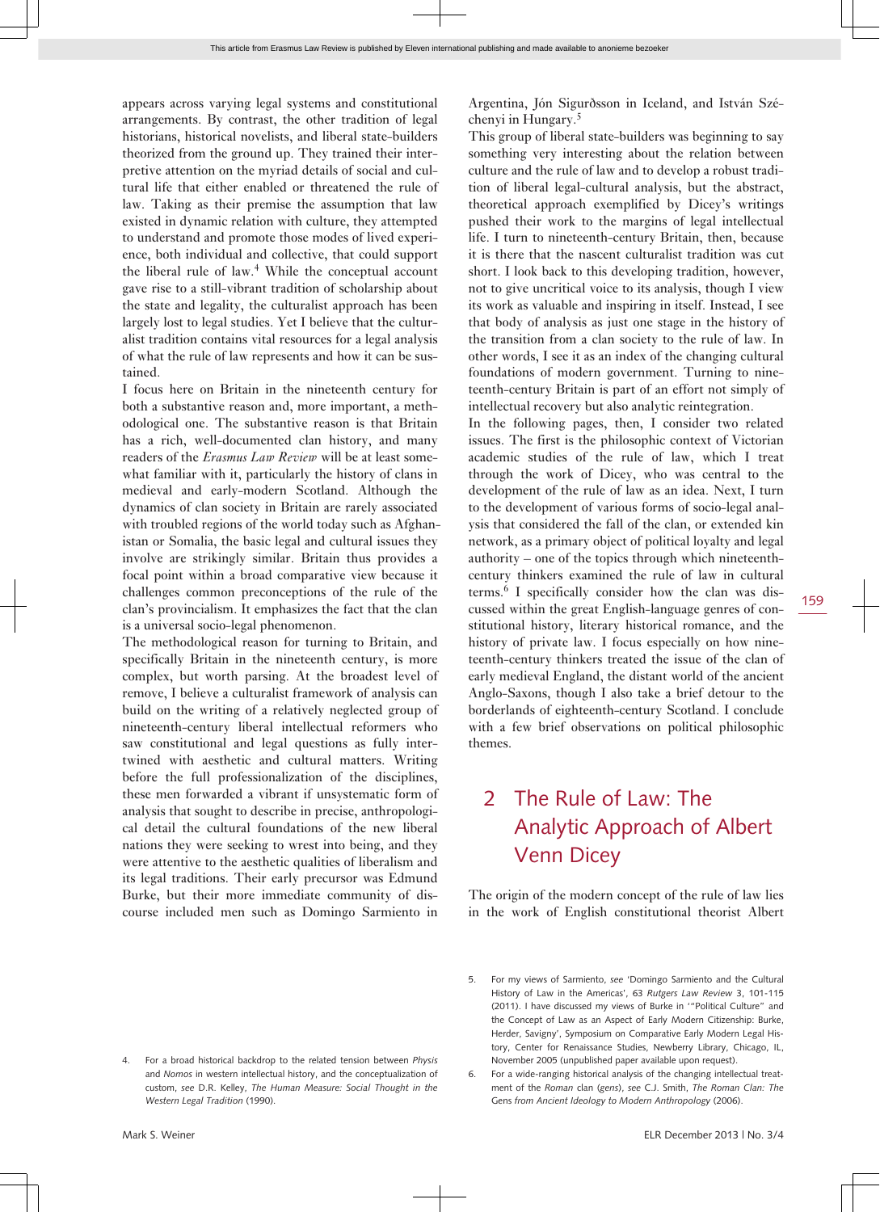appears across varying legal systems and constitutional arrangements. By contrast, the other tradition of legal historians, historical novelists, and liberal state-builders theorized from the ground up. They trained their interpretive attention on the myriad details of social and cultural life that either enabled or threatened the rule of law. Taking as their premise the assumption that law existed in dynamic relation with culture, they attempted to understand and promote those modes of lived experience, both individual and collective, that could support the liberal rule of law.[4] While the conceptual account gave rise to a still-vibrant tradition of scholarship about the state and legality, the culturalist approach has been largely lost to legal studies. Yet I believe that the culturalist tradition contains vital resources for a legal analysis of what the rule of law represents and how it can be sustained.

I focus here on Britain in the nineteenth century for both a substantive reason and, more important, a methodological one. The substantive reason is that Britain has a rich, well-documented clan history, and many readers of the *Erasmus Law Review* will be at least somewhat familiar with it, particularly the history of clans in medieval and early-modern Scotland. Although the dynamics of clan society in Britain are rarely associated with troubled regions of the world today such as Afghanistan or Somalia, the basic legal and cultural issues they involve are strikingly similar. Britain thus provides a focal point within a broad comparative view because it challenges common preconceptions of the rule of the clan's provincialism. It emphasizes the fact that the clan is a universal socio-legal phenomenon.

The methodological reason for turning to Britain, and specifically Britain in the nineteenth century, is more complex, but worth parsing. At the broadest level of remove, I believe a culturalist framework of analysis can build on the writing of a relatively neglected group of nineteenth-century liberal intellectual reformers who saw constitutional and legal questions as fully intertwined with aesthetic and cultural matters. Writing before the full professionalization of the disciplines, these men forwarded a vibrant if unsystematic form of analysis that sought to describe in precise, anthropological detail the cultural foundations of the new liberal nations they were seeking to wrest into being, and they were attentive to the aesthetic qualities of liberalism and its legal traditions. Their early precursor was Edmund Burke, but their more immediate community of discourse included men such as Domingo Sarmiento in Argentina, Jón Sigurðsson in Iceland, and István Széchenyi in Hungary.[5]

This group of liberal state-builders was beginning to say something very interesting about the relation between culture and the rule of law and to develop a robust tradition of liberal legal-cultural analysis, but the abstract, theoretical approach exemplified by Dicey's writings pushed their work to the margins of legal intellectual life. I turn to nineteenth-century Britain, then, because it is there that the nascent culturalist tradition was cut short. I look back to this developing tradition, however, not to give uncritical voice to its analysis, though I view its work as valuable and inspiring in itself. Instead, I see that body of analysis as just one stage in the history of the transition from a clan society to the rule of law. In other words, I see it as an index of the changing cultural foundations of modern government. Turning to nineteenth-century Britain is part of an effort not simply of intellectual recovery but also analytic reintegration.

In the following pages, then, I consider two related issues. The first is the philosophic context of Victorian academic studies of the rule of law, which I treat through the work of Dicey, who was central to the development of the rule of law as an idea. Next, I turn to the development of various forms of socio-legal analysis that considered the fall of the clan, or extended kin network, as a primary object of political loyalty and legal authority – one of the topics through which nineteenth-century thinkers examined the rule of law in cultural terms.[6] I specifically consider how the clan was discussed within the great English-language genres of constitutional history, literary historical romance, and the history of private law. I focus especially on how nineteenth-century thinkers treated the issue of the clan of early medieval England, the distant world of the ancient Anglo-Saxons, though I also take a brief detour to the borderlands of eighteenth-century Scotland. I conclude with a few brief observations on political philosophic themes.

## 2 The Rule of Law: The Analytic Approach of Albert Venn Dicey

The origin of the modern concept of the rule of law lies in the work of English constitutional theorist Albert

4. For a broad historical backdrop to the related tension between *Physis* and *Nomos* in western intellectual history, and the conceptualization of custom, *see* D.R. Kelley, *The Human Measure: Social Thought in the Western Legal Tradition* (1990).

5. For my views of Sarmiento, *see* 'Domingo Sarmiento and the Cultural History of Law in the Americas', 63 *Rutgers Law Review* 3, 101-115 (2011). I have discussed my views of Burke in '"Political Culture" and the Concept of Law as an Aspect of Early Modern Citizenship: Burke, Herder, Savigny', Symposium on Comparative Early Modern Legal History, Center for Renaissance Studies, Newberry Library, Chicago, IL, November 2005 (unpublished paper available upon request).

6. For a wide-ranging historical analysis of the changing intellectual treatment of the Roman clan (*gens*), *see* C.J. Smith, *The Roman Clan: The* Gens *from Ancient Ideology to Modern Anthropology* (2006).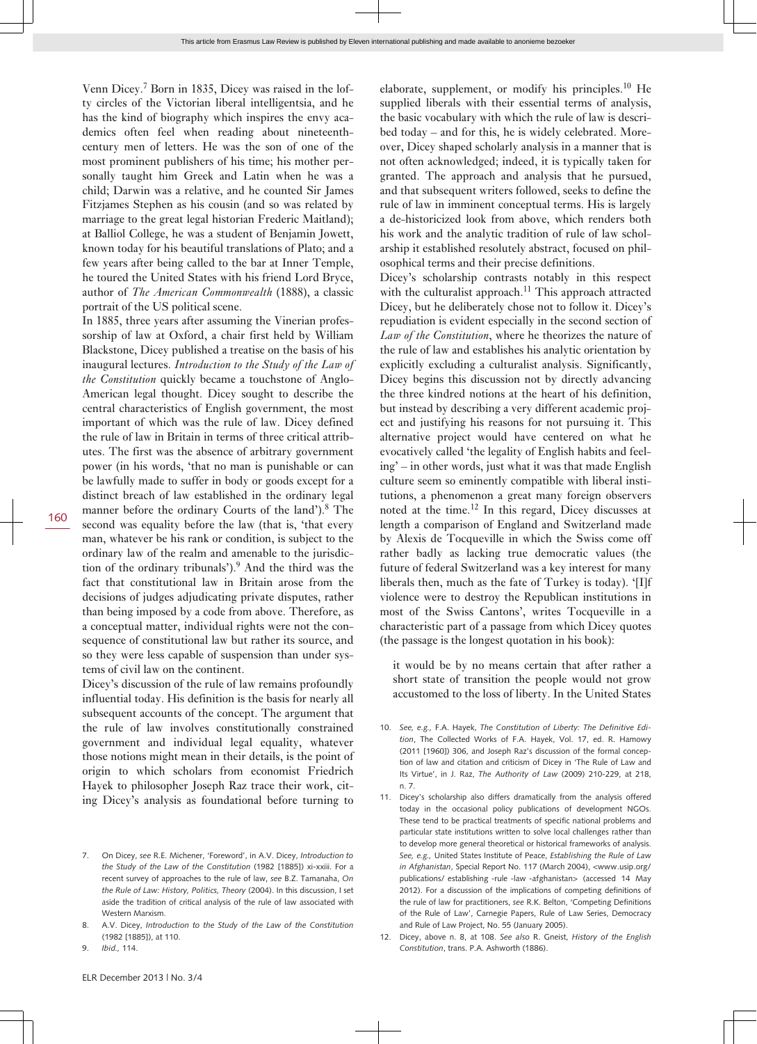Venn Dicey.[7] Born in 1835, Dicey was raised in the lofty circles of the Victorian liberal intelligentsia, and he has the kind of biography which inspires the envy academics often feel when reading about nineteenth-century men of letters. He was the son of one of the most prominent publishers of his time; his mother personally taught him Greek and Latin when he was a child; Darwin was a relative, and he counted Sir James Fitzjames Stephen as his cousin (and so was related by marriage to the great legal historian Frederic Maitland); at Balliol College, he was a student of Benjamin Jowett, known today for his beautiful translations of Plato; and a few years after being called to the bar at Inner Temple, he toured the United States with his friend Lord Bryce, author of *The American Commonwealth* (1888), a classic portrait of the US political scene.

In 1885, three years after assuming the Vinerian professorship of law at Oxford, a chair first held by William Blackstone, Dicey published a treatise on the basis of his inaugural lectures. *Introduction to the Study of the Law of the Constitution* quickly became a touchstone of Anglo-American legal thought. Dicey sought to describe the central characteristics of English government, the most important of which was the rule of law. Dicey defined the rule of law in Britain in terms of three critical attributes. The first was the absence of arbitrary government power (in his words, 'that no man is punishable or can be lawfully made to suffer in body or goods except for a distinct breach of law established in the ordinary legal manner before the ordinary Courts of the land').[8] The second was equality before the law (that is, 'that every man, whatever be his rank or condition, is subject to the ordinary law of the realm and amenable to the jurisdiction of the ordinary tribunals').[9] And the third was the fact that constitutional law in Britain arose from the decisions of judges adjudicating private disputes, rather than being imposed by a code from above. Therefore, as a conceptual matter, individual rights were not the consequence of constitutional law but rather its source, and so they were less capable of suspension than under systems of civil law on the continent.

Dicey's discussion of the rule of law remains profoundly influential today. His definition is the basis for nearly all subsequent accounts of the concept. The argument that the rule of law involves constitutionally constrained government and individual legal equality, whatever those notions might mean in their details, is the point of origin to which scholars from economist Friedrich Hayek to philosopher Joseph Raz trace their work, citing Dicey's analysis as foundational before turning to elaborate, supplement, or modify his principles.[10] He supplied liberals with their essential terms of analysis, the basic vocabulary with which the rule of law is described today – and for this, he is widely celebrated. Moreover, Dicey shaped scholarly analysis in a manner that is not often acknowledged; indeed, it is typically taken for granted. The approach and analysis that he pursued, and that subsequent writers followed, seeks to define the rule of law in imminent conceptual terms. His is largely a de-historicized look from above, which renders both his work and the analytic tradition of rule of law scholarship it established resolutely abstract, focused on philosophical terms and their precise definitions.

Dicey's scholarship contrasts notably in this respect with the culturalist approach.[11] This approach attracted Dicey, but he deliberately chose not to follow it. Dicey's repudiation is evident especially in the second section of *Law of the Constitution*, where he theorizes the nature of the rule of law and establishes his analytic orientation by explicitly excluding a culturalist analysis. Significantly, Dicey begins this discussion not by directly advancing the three kindred notions at the heart of his definition, but instead by describing a very different academic project and justifying his reasons for not pursuing it. This alternative project would have centered on what he evocatively called 'the legality of English habits and feeling' – in other words, just what it was that made English culture seem so eminently compatible with liberal institutions, a phenomenon a great many foreign observers noted at the time.[12] In this regard, Dicey discusses at length a comparison of England and Switzerland made by Alexis de Tocqueville in which the Swiss come off rather badly as lacking true democratic values (the future of federal Switzerland was a key interest for many liberals then, much as the fate of Turkey is today). '[I]f violence were to destroy the Republican institutions in most of the Swiss Cantons', writes Tocqueville in a characteristic part of a passage from which Dicey quotes (the passage is the longest quotation in his book):

> it would be by no means certain that after rather a short state of transition the people would not grow accustomed to the loss of liberty. In the United States

---

7. On Dicey, *see* R.E. Michener, 'Foreword', in A.V. Dicey, *Introduction to the Study of the Law of the Constitution* (1982 [1885]) xi-xxiii. For a recent survey of approaches to the rule of law, *see* B.Z. Tamanaha, *On the Rule of Law: History, Politics, Theory* (2004). In this discussion, I set aside the tradition of critical analysis of the rule of law associated with Western Marxism.
8. A.V. Dicey, *Introduction to the Study of the Law of the Constitution* (1982 [1885]), at 110.
9. *Ibid.*, 114.
10. *See, e.g.,* F.A. Hayek, *The Constitution of Liberty: The Definitive Edition*, The Collected Works of F.A. Hayek, Vol. 17, ed. R. Hamowy (2011 [1960]) 306, and Joseph Raz's discussion of the formal conception of law and citation and criticism of Dicey in 'The Rule of Law and Its Virtue', in J. Raz, *The Authority of Law* (2009) 210-229, at 218, n. 7.
11. Dicey's scholarship also differs dramatically from the analysis offered today in the occasional policy publications of development NGOs. These tend to be practical treatments of specific national problems and particular state institutions written to solve local challenges rather than to develop more general theoretical or historical frameworks of analysis. *See, e.g.,* United States Institute of Peace, *Establishing the Rule of Law in Afghanistan*, Special Report No. 117 (March 2004), <www.usip.org/publications/ establishing -rule -law -afghanistan> (accessed 14 May 2012). For a discussion of the implications of competing definitions of the rule of law for practitioners, *see* R.K. Belton, 'Competing Definitions of the Rule of Law', Carnegie Papers, Rule of Law Series, Democracy and Rule of Law Project, No. 55 (January 2005).
12. Dicey, above n. 8, at 108. *See also* R. Gneist, *History of the English Constitution*, trans. P.A. Ashworth (1886).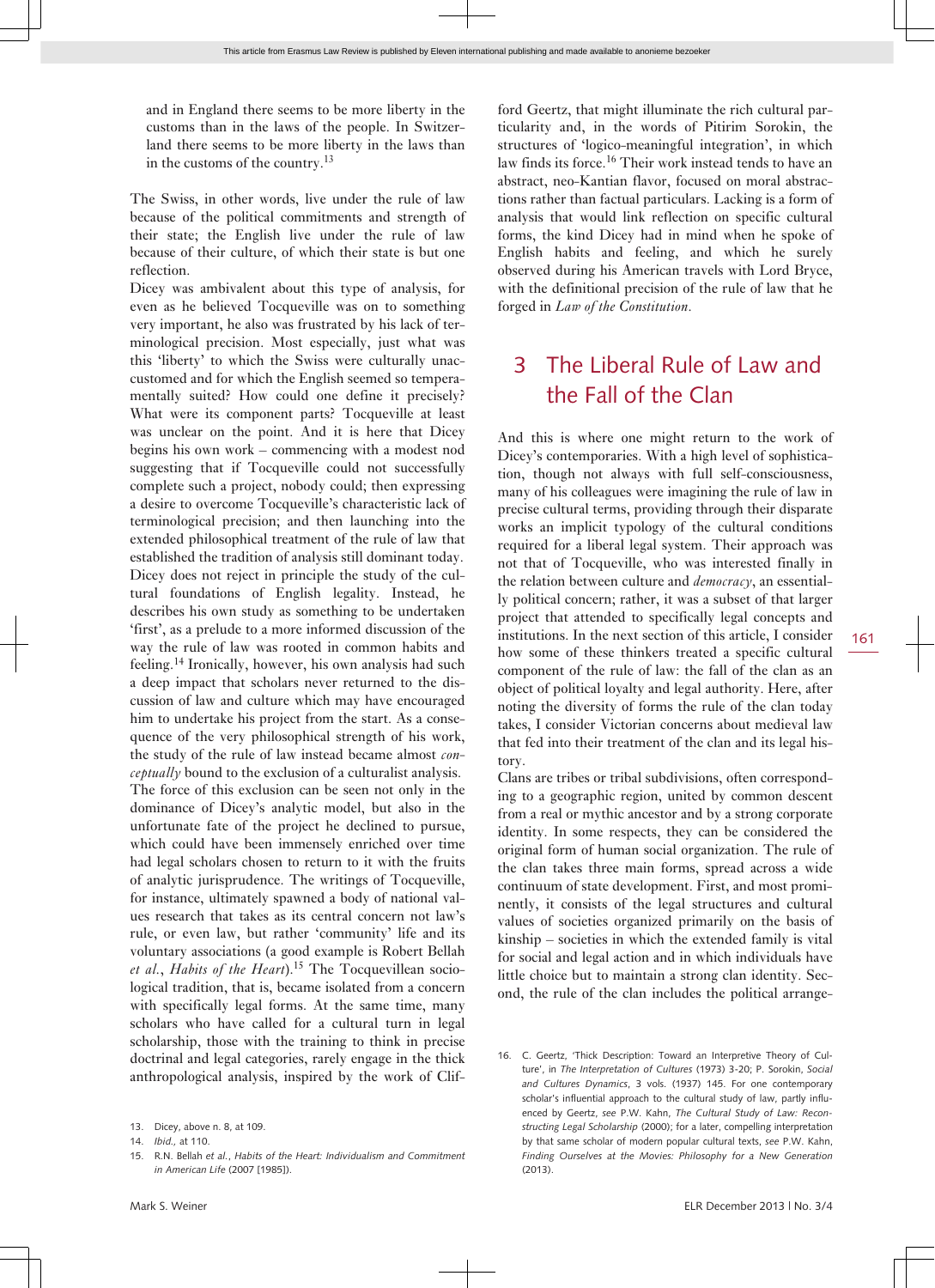and in England there seems to be more liberty in the customs than in the laws of the people. In Switzerland there seems to be more liberty in the laws than in the customs of the country.[13]

The Swiss, in other words, live under the rule of law because of the political commitments and strength of their state; the English live under the rule of law because of their culture, of which their state is but one reflection.

Dicey was ambivalent about this type of analysis, for even as he believed Tocqueville was on to something very important, he also was frustrated by his lack of terminological precision. Most especially, just what was this 'liberty' to which the Swiss were culturally unaccustomed and for which the English seemed so temperamentally suited? How could one define it precisely? What were its component parts? Tocqueville at least was unclear on the point. And it is here that Dicey begins his own work – commencing with a modest nod suggesting that if Tocqueville could not successfully complete such a project, nobody could; then expressing a desire to overcome Tocqueville's characteristic lack of terminological precision; and then launching into the extended philosophical treatment of the rule of law that established the tradition of analysis still dominant today.

Dicey does not reject in principle the study of the cultural foundations of English legality. Instead, he describes his own study as something to be undertaken 'first', as a prelude to a more informed discussion of the way the rule of law was rooted in common habits and feeling.[14] Ironically, however, his own analysis had such a deep impact that scholars never returned to the discussion of law and culture which may have encouraged him to undertake his project from the start. As a consequence of the very philosophical strength of his work, the study of the rule of law instead became almost *conceptually* bound to the exclusion of a culturalist analysis.

The force of this exclusion can be seen not only in the dominance of Dicey's analytic model, but also in the unfortunate fate of the project he declined to pursue, which could have been immensely enriched over time had legal scholars chosen to return to it with the fruits of analytic jurisprudence. The writings of Tocqueville, for instance, ultimately spawned a body of national values research that takes as its central concern not law's rule, or even law, but rather 'community' life and its voluntary associations (a good example is Robert Bellah *et al.*, *Habits of the Heart*).[15] The Tocquevillean sociological tradition, that is, became isolated from a concern with specifically legal forms. At the same time, many scholars who have called for a cultural turn in legal scholarship, those with the training to think in precise doctrinal and legal categories, rarely engage in the thick anthropological analysis, inspired by the work of Clifford Geertz, that might illuminate the rich cultural particularity and, in the words of Pitirim Sorokin, the structures of 'logico-meaningful integration', in which law finds its force.[16] Their work instead tends to have an abstract, neo-Kantian flavor, focused on moral abstractions rather than factual particulars. Lacking is a form of analysis that would link reflection on specific cultural forms, the kind Dicey had in mind when he spoke of English habits and feeling, and which he surely observed during his American travels with Lord Bryce, with the definitional precision of the rule of law that he forged in *Law of the Constitution*.

## 3 The Liberal Rule of Law and the Fall of the Clan

And this is where one might return to the work of Dicey's contemporaries. With a high level of sophistication, though not always with full self-consciousness, many of his colleagues were imagining the rule of law in precise cultural terms, providing through their disparate works an implicit typology of the cultural conditions required for a liberal legal system. Their approach was not that of Tocqueville, who was interested finally in the relation between culture and *democracy*, an essentially political concern; rather, it was a subset of that larger project that attended to specifically legal concepts and institutions. In the next section of this article, I consider how some of these thinkers treated a specific cultural component of the rule of law: the fall of the clan as an object of political loyalty and legal authority. Here, after noting the diversity of forms the rule of the clan today takes, I consider Victorian concerns about medieval law that fed into their treatment of the clan and its legal history.

Clans are tribes or tribal subdivisions, often corresponding to a geographic region, united by common descent from a real or mythic ancestor and by a strong corporate identity. In some respects, they can be considered the original form of human social organization. The rule of the clan takes three main forms, spread across a wide continuum of state development. First, and most prominently, it consists of the legal structures and cultural values of societies organized primarily on the basis of kinship – societies in which the extended family is vital for social and legal action and in which individuals have little choice but to maintain a strong clan identity. Second, the rule of the clan includes the political arrange-

---

13. Dicey, above n. 8, at 109.
14. *Ibid.*, at 110.
15. R.N. Bellah *et al.*, *Habits of the Heart: Individualism and Commitment in American Life* (2007 [1985]).
16. C. Geertz, 'Thick Description: Toward an Interpretive Theory of Culture', in *The Interpretation of Cultures* (1973) 3-20; P. Sorokin, *Social and Cultures Dynamics*, 3 vols. (1937) 145. For one contemporary scholar's influential approach to the cultural study of law, partly influenced by Geertz, *see* P.W. Kahn, *The Cultural Study of Law: Reconstructing Legal Scholarship* (2000); for a later, compelling interpretation by that same scholar of modern popular cultural texts, *see* P.W. Kahn, *Finding Ourselves at the Movies: Philosophy for a New Generation* (2013).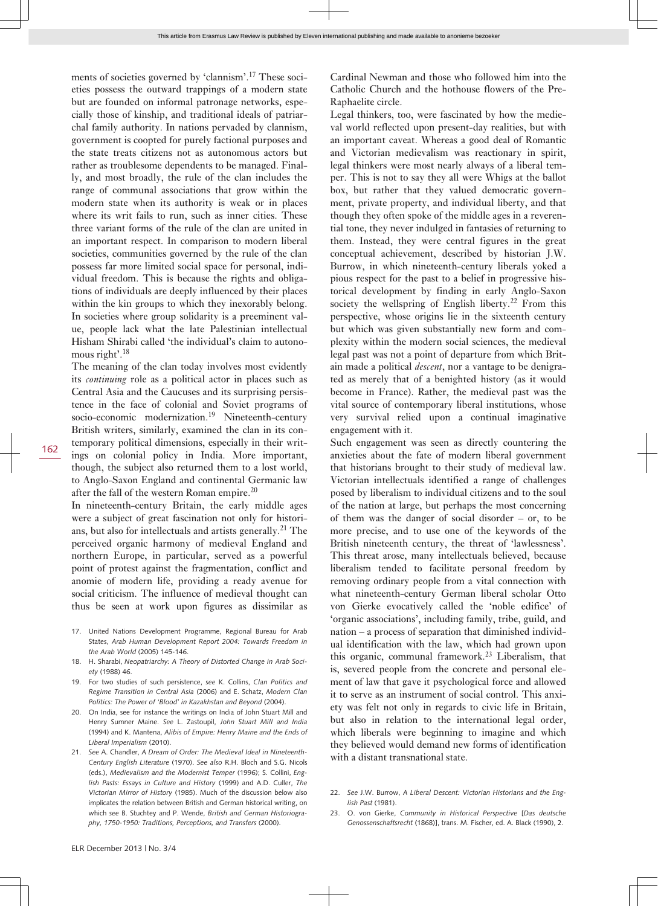ments of societies governed by 'clannism'.[17] These societies possess the outward trappings of a modern state but are founded on informal patronage networks, especially those of kinship, and traditional ideals of patriarchal family authority. In nations pervaded by clannism, government is coopted for purely factional purposes and the state treats citizens not as autonomous actors but rather as troublesome dependents to be managed. Finally, and most broadly, the rule of the clan includes the range of communal associations that grow within the modern state when its authority is weak or in places where its writ fails to run, such as inner cities. These three variant forms of the rule of the clan are united in an important respect. In comparison to modern liberal societies, communities governed by the rule of the clan possess far more limited social space for personal, individual freedom. This is because the rights and obligations of individuals are deeply influenced by their places within the kin groups to which they inexorably belong. In societies where group solidarity is a preeminent value, people lack what the late Palestinian intellectual Hisham Shirabi called 'the individual's claim to autonomous right'.[18]

The meaning of the clan today involves most evidently its *continuing* role as a political actor in places such as Central Asia and the Caucuses and its surprising persistence in the face of colonial and Soviet programs of socio-economic modernization.[19] Nineteenth-century British writers, similarly, examined the clan in its contemporary political dimensions, especially in their writings on colonial policy in India. More important, though, the subject also returned them to a lost world, to Anglo-Saxon England and continental Germanic law after the fall of the western Roman empire.[20]

In nineteenth-century Britain, the early middle ages were a subject of great fascination not only for historians, but also for intellectuals and artists generally.[21] The perceived organic harmony of medieval England and northern Europe, in particular, served as a powerful point of protest against the fragmentation, conflict and anomie of modern life, providing a ready avenue for social criticism. The influence of medieval thought can thus be seen at work upon figures as dissimilar as Cardinal Newman and those who followed him into the Catholic Church and the hothouse flowers of the Pre-Raphaelite circle.

Legal thinkers, too, were fascinated by how the medieval world reflected upon present-day realities, but with an important caveat. Whereas a good deal of Romantic and Victorian medievalism was reactionary in spirit, legal thinkers were most nearly always of a liberal temper. This is not to say they all were Whigs at the ballot box, but rather that they valued democratic government, private property, and individual liberty, and that though they often spoke of the middle ages in a reverential tone, they never indulged in fantasies of returning to them. Instead, they were central figures in the great conceptual achievement, described by historian J.W. Burrow, in which nineteenth-century liberals yoked a pious respect for the past to a belief in progressive historical development by finding in early Anglo-Saxon society the wellspring of English liberty.[22] From this perspective, whose origins lie in the sixteenth century but which was given substantially new form and complexity within the modern social sciences, the medieval legal past was not a point of departure from which Britain made a political *descent*, nor a vantage to be denigrated as merely that of a benighted history (as it would become in France). Rather, the medieval past was the vital source of contemporary liberal institutions, whose very survival relied upon a continual imaginative engagement with it.

Such engagement was seen as directly countering the anxieties about the fate of modern liberal government that historians brought to their study of medieval law. Victorian intellectuals identified a range of challenges posed by liberalism to individual citizens and to the soul of the nation at large, but perhaps the most concerning of them was the danger of social disorder – or, to be more precise, and to use one of the keywords of the British nineteenth century, the threat of 'lawlessness'. This threat arose, many intellectuals believed, because liberalism tended to facilitate personal freedom by removing ordinary people from a vital connection with what nineteenth-century German liberal scholar Otto von Gierke evocatively called the 'noble edifice' of 'organic associations', including family, tribe, guild, and nation – a process of separation that diminished individual identification with the law, which had grown upon this organic, communal framework.[23] Liberalism, that is, severed people from the concrete and personal element of law that gave it psychological force and allowed it to serve as an instrument of social control. This anxiety was felt not only in regards to civic life in Britain, but also in relation to the international legal order, which liberals were beginning to imagine and which they believed would demand new forms of identification with a distant transnational state.

17. United Nations Development Programme, Regional Bureau for Arab States, *Arab Human Development Report 2004: Towards Freedom in the Arab World* (2005) 145-146.
18. H. Sharabi, *Neopatriarchy: A Theory of Distorted Change in Arab Society* (1988) 46.
19. For two studies of such persistence, *see* K. Collins, *Clan Politics and Regime Transition in Central Asia* (2006) and E. Schatz, *Modern Clan Politics: The Power of 'Blood' in Kazakhstan and Beyond* (2004).
20. On India, see for instance the writings on India of John Stuart Mill and Henry Sumner Maine. *See* L. Zastoupil, *John Stuart Mill and India* (1994) and K. Mantena, *Alibis of Empire: Henry Maine and the Ends of Liberal Imperialism* (2010).
21. *See* A. Chandler, *A Dream of Order: The Medieval Ideal in Nineteenth-Century English Literature* (1970). *See also* R.H. Bloch and S.G. Nicols (eds.), *Medievalism and the Modernist Temper* (1996); S. Collini, *English Pasts: Essays in Culture and History* (1999) and A.D. Culler, *The Victorian Mirror of History* (1985). Much of the discussion below also implicates the relation between British and German historical writing, on which see B. Stuchtey and P. Wende, *British and German Historiography, 1750-1950: Traditions, Perceptions, and Transfers* (2000).
22. *See* J.W. Burrow, *A Liberal Descent: Victorian Historians and the English Past* (1981).
23. O. von Gierke, *Community in Historical Perspective* [*Das deutsche Genossenschaftsrecht* (1868)], trans. M. Fischer, ed. A. Black (1990), 2.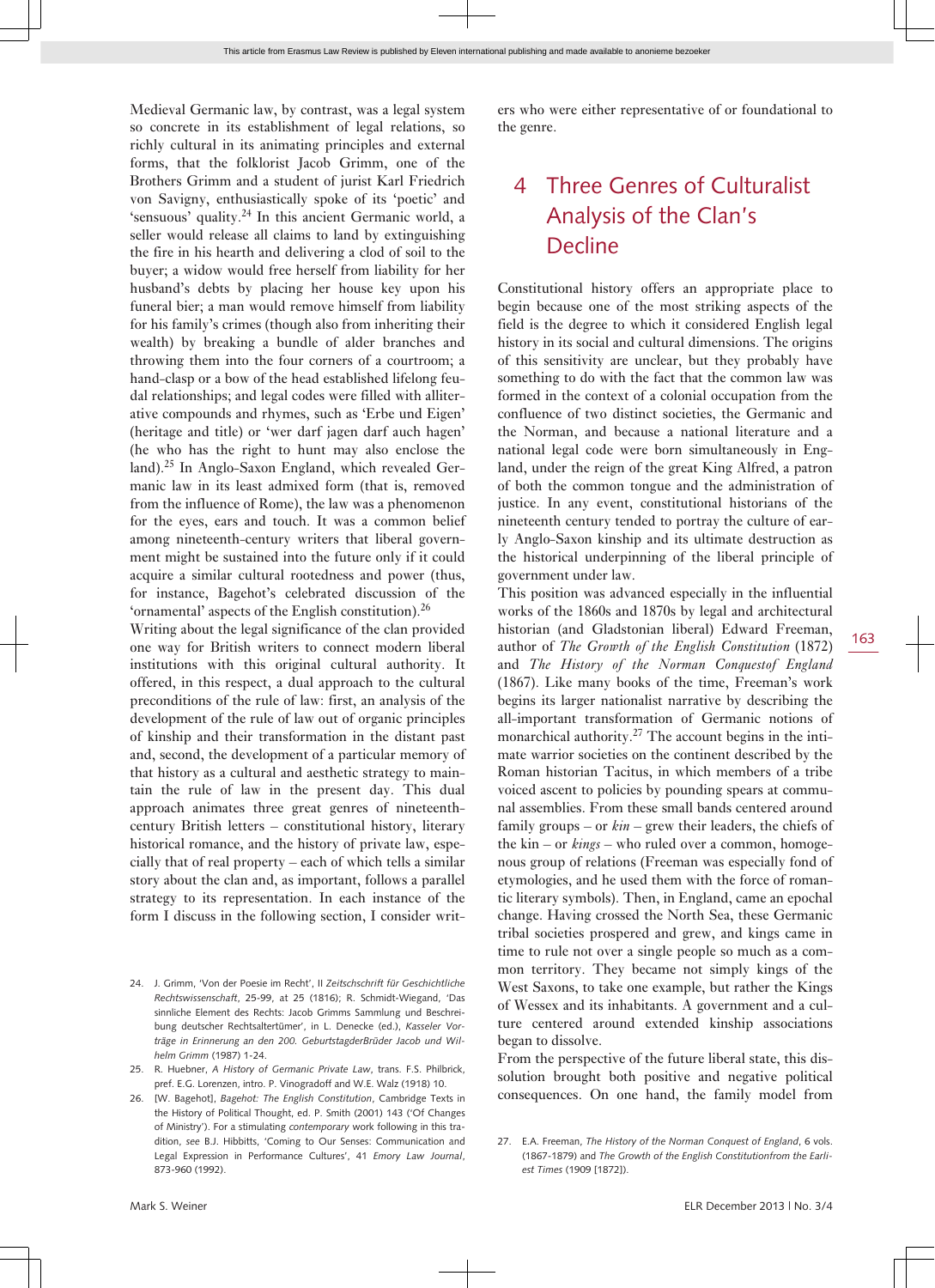Medieval Germanic law, by contrast, was a legal system so concrete in its establishment of legal relations, so richly cultural in its animating principles and external forms, that the folklorist Jacob Grimm, one of the Brothers Grimm and a student of jurist Karl Friedrich von Savigny, enthusiastically spoke of its 'poetic' and 'sensuous' quality.[24] In this ancient Germanic world, a seller would release all claims to land by extinguishing the fire in his hearth and delivering a clod of soil to the buyer; a widow would free herself from liability for her husband's debts by placing her house key upon his funeral bier; a man would remove himself from liability for his family's crimes (though also from inheriting their wealth) by breaking a bundle of alder branches and throwing them into the four corners of a courtroom; a hand-clasp or a bow of the head established lifelong feudal relationships; and legal codes were filled with alliterative compounds and rhymes, such as 'Erbe und Eigen' (heritage and title) or 'wer darf jagen darf auch hagen' (he who has the right to hunt may also enclose the land).[25] In Anglo-Saxon England, which revealed Germanic law in its least admixed form (that is, removed from the influence of Rome), the law was a phenomenon for the eyes, ears and touch. It was a common belief among nineteenth-century writers that liberal government might be sustained into the future only if it could acquire a similar cultural rootedness and power (thus, for instance, Bagehot's celebrated discussion of the 'ornamental' aspects of the English constitution).[26]

Writing about the legal significance of the clan provided one way for British writers to connect modern liberal institutions with this original cultural authority. It offered, in this respect, a dual approach to the cultural preconditions of the rule of law: first, an analysis of the development of the rule of law out of organic principles of kinship and their transformation in the distant past and, second, the development of a particular memory of that history as a cultural and aesthetic strategy to maintain the rule of law in the present day. This dual approach animates three great genres of nineteenth-century British letters – constitutional history, literary historical romance, and the history of private law, especially that of real property – each of which tells a similar story about the clan and, as important, follows a parallel strategy to its representation. In each instance of the form I discuss in the following section, I consider writers who were either representative of or foundational to the genre.

## 4 Three Genres of Culturalist Analysis of the Clan's Decline

Constitutional history offers an appropriate place to begin because one of the most striking aspects of the field is the degree to which it considered English legal history in its social and cultural dimensions. The origins of this sensitivity are unclear, but they probably have something to do with the fact that the common law was formed in the context of a colonial occupation from the confluence of two distinct societies, the German and the Norman, and because a national literature and a national legal code were born simultaneously in England, under the reign of the great King Alfred, a patron of both the common tongue and the administration of justice. In any event, constitutional historians of the nineteenth century tended to portray the culture of early Anglo-Saxon kinship and its ultimate destruction as the historical underpinning of the liberal principle of government under law.

This position was advanced especially in the influential works of the 1860s and 1870s by legal and architectural historian (and Gladstonian liberal) Edward Freeman, author of *The Growth of the English Constitution* (1872) and *The History of the Norman Conquestof England* (1867). Like many books of the time, Freeman's work begins its larger nationalist narrative by describing the all-important transformation of Germanic notions of monarchical authority.[27] The account begins in the intimate warrior societies on the continent described by the Roman historian Tacitus, in which members of a tribe voiced ascent to policies by pounding spears at communal assemblies. From these small bands centered around family groups – or *kin* – grew their leaders, the chiefs of the kin – or *kings* – who ruled over a common, homogenous group of relations (Freeman was especially fond of etymologies, and he used them with the force of romantic literary symbols). Then, in England, came an epochal change. Having crossed the North Sea, these Germanic tribal societies prospered and grew, and kings came in time to rule not over a single people so much as a common territory. They became not simply kings of the West Saxons, to take one example, but rather the Kings of Wessex and its inhabitants. A government and a culture centered around extended kinship associations began to dissolve.

From the perspective of the future liberal state, this dissolution brought both positive and negative political consequences. On one hand, the family model from

24. J. Grimm, 'Von der Poesie im Recht', II *Zeitschschrift für Geschichtliche Rechtswissenschaft*, 25-99, at 25 (1816); R. Schmidt-Wiegand, 'Das sinnliche Element des Rechts: Jacob Grimms Sammlung und Beschreibung deutscher Rechtsaltertümer', in L. Denecke (ed.), *Kasseler Vorträge in Erinnerung an den 200. GeburtstagderBrüder Jacob und Wilhelm Grimm* (1987) 1-24.

25. R. Huebner, *A History of Germanic Private Law*, trans. F.S. Philbrick, pref. E.G. Lorenzen, intro. P. Vinogradoff and W.E. Walz (1918) 10.

26. [W. Bagehot], *Bagehot: The English Constitution*, Cambridge Texts in the History of Political Thought, ed. P. Smith (2001) 143 ('Of Changes of Ministry'). For a stimulating *contemporary* work following in this tradition, *see* B.J. Hibbitts, 'Coming to Our Senses: Communication and Legal Expression in Performance Cultures', 41 *Emory Law Journal*, 873-960 (1992).

27. E.A. Freeman, *The History of the Norman Conquest of England*, 6 vols. (1867-1879) and *The Growth of the English Constitutionfrom the Earliest Times* (1909 [1872]).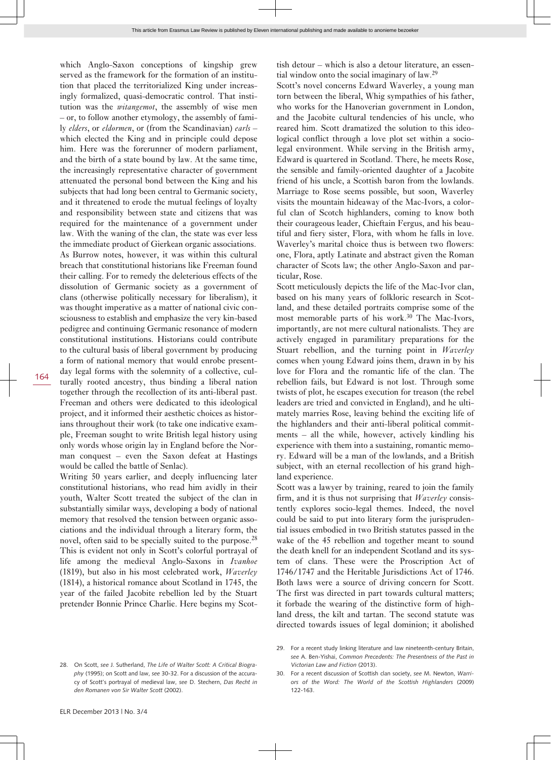which Anglo-Saxon conceptions of kingship grew served as the framework for the formation of an institution that placed the territorialized King under increasingly formalized, quasi-democratic control. That institution was the *witangemot*, the assembly of wise men – or, to follow another etymology, the assembly of family *elders*, or *eldormen*, or (from the Scandinavian) *earls* – which elected the King and in principle could depose him. Here was the forerunner of modern parliament, and the birth of a state bound by law. At the same time, the increasingly representative character of government attenuated the personal bond between the King and his subjects that had long been central to Germanic society, and it threatened to erode the mutual feelings of loyalty and responsibility between state and citizens that was required for the maintenance of a government under law. With the waning of the clan, the state was ever less the immediate product of Gierkean organic associations.

As Burrow notes, however, it was within this cultural breach that constitutional historians like Freeman found their calling. For to remedy the deleterious effects of the dissolution of Germanic society as a system of clans (otherwise politically necessary for liberalism), it was thought imperative as a matter of national civic consciousness to establish and emphasize the very kin-based pedigree and continuing Germanic resonance of modern constitutional institutions. Historians could contribute to the cultural basis of liberal government by producing a form of national memory that would enrobe present-day legal forms with the solemnity of a collective, culturally rooted ancestry, thus binding a liberal nation together through the recollection of its anti-liberal past. Freeman and others were dedicated to this ideological project, and it informed their aesthetic choices as historians throughout their work (to take one indicative example, Freeman sought to write British legal history using only words whose origin lay in England before the Norman conquest – even the Saxon defeat at Hastings would be called the battle of Senlac).

Writing 50 years earlier, and deeply influencing later constitutional historians, who read him avidly in their youth, Walter Scott treated the subject of the clan in substantially similar ways, developing a body of national memory that resolved the tension between organic associations and the individual through a literary form, the novel, often said to be specially suited to the purpose.[28] This is evident not only in Scott's colorful portrayal of life among the medieval Anglo-Saxons in *Ivanhoe* (1819), but also in his most celebrated work, *Waverley* (1814), a historical romance about Scotland in 1745, the year of the failed Jacobite rebellion led by the Stuart pretender Bonnie Prince Charlie. Here begins my Scottish detour – which is also a detour literature, an essential window onto the social imaginary of law.[29]

Scott's novel concerns Edward Waverley, a young man torn between the liberal, Whig sympathies of his father, who works for the Hanoverian government in London, and the Jacobite cultural tendencies of his uncle, who reared him. Scott dramatized the solution to this ideological conflict through a love plot set within a socio-legal environment. While serving in the British army, Edward is quartered in Scotland. There, he meets Rose, the sensible and family-oriented daughter of a Jacobite friend of his uncle, a Scottish baron from the lowlands. Marriage to Rose seems possible, but soon, Waverley visits the mountain hideaway of the Mac-Ivors, a colorful clan of Scotch highlanders, coming to know both their courageous leader, Chieftain Fergus, and his beautiful and fiery sister, Flora, with whom he falls in love. Waverley's marital choice thus is between two flowers: one, Flora, aptly Latinate and abstract given the Roman character of Scots law; the other Anglo-Saxon and particular, Rose.

Scott meticulously depicts the life of the Mac-Ivor clan, based on his many years of folkloric research in Scotland, and these detailed portraits comprise some of the most memorable parts of his work.[30] The Mac-Ivors, importantly, are not mere cultural nationalists. They are actively engaged in paramilitary preparations for the Stuart rebellion, and the turning point in *Waverley* comes when young Edward joins them, drawn in by his love for Flora and the romantic life of the clan. The rebellion fails, but Edward is not lost. Through some twists of plot, he escapes execution for treason (the rebel leaders are tried and convicted in England), and he ultimately marries Rose, leaving behind the exciting life of the highlanders and their anti-liberal political commitments – all the while, however, actively kindling his experience with them into a sustaining, romantic memory. Edward will be a man of the lowlands, and a British subject, with an eternal recollection of his grand highland experience.

Scott was a lawyer by training, reared to join the family firm, and it is thus not surprising that *Waverley* consistently explores socio-legal themes. Indeed, the novel could be said to put into literary form the jurisprudential issues embodied in two British statutes passed in the wake of the 45 rebellion and together meant to sound the death knell for an independent Scotland and its system of clans. These were the Proscription Act of 1746/1747 and the Heritable Jurisdictions Act of 1746. Both laws were a source of driving concern for Scott. The first was directed in part towards cultural matters; it forbade the wearing of the distinctive form of highland dress, the kilt and tartan. The second statute was directed towards issues of legal dominion; it abolished

---

28. On Scott, *see* J. Sutherland, *The Life of Walter Scott: A Critical Biography* (1995); on Scott and law, *see* 30-32. For a discussion of the accuracy of Scott's portrayal of medieval law, *see* D. Stechern, *Das Recht in den Romanen von Sir Walter Scott* (2002).

29. For a recent study linking literature and law nineteenth-century Britain, *see* A. Ben-Yishai, *Common Precedents: The Presentness of the Past in Victorian Law and Fiction* (2013).

30. For a recent discussion of Scottish clan society, *see* M. Newton, *Warriors of the Word: The World of the Scottish Highlanders* (2009) 122-163.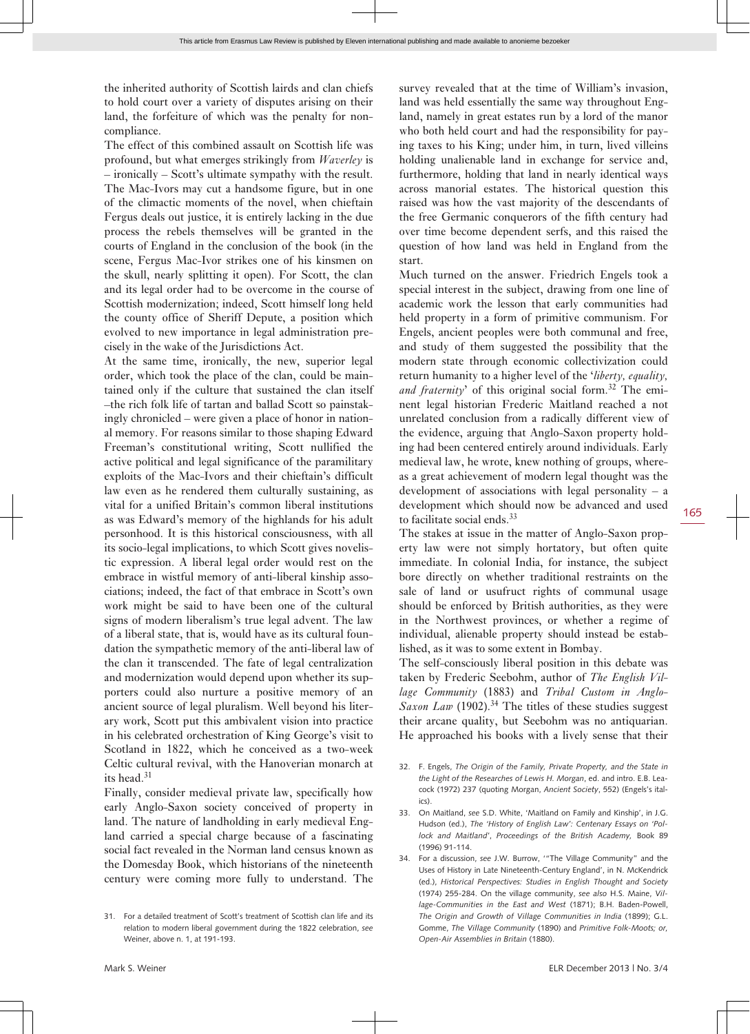the inherited authority of Scottish lairds and clan chiefs to hold court over a variety of disputes arising on their land, the forfeiture of which was the penalty for non-compliance.

The effect of this combined assault on Scottish life was profound, but what emerges strikingly from *Waverley* is – ironically – Scott's ultimate sympathy with the result. The Mac-Ivors may cut a handsome figure, but in one of the climactic moments of the novel, when chieftain Fergus deals out justice, it is entirely lacking in the due process the rebels themselves will be granted in the courts of England in the conclusion of the book (in the scene, Fergus Mac-Ivor strikes one of his kinsmen on the skull, nearly splitting it open). For Scott, the clan and its legal order had to be overcome in the course of Scottish modernization; indeed, Scott himself long held the county office of Sheriff Depute, a position which evolved to new importance in legal administration precisely in the wake of the Jurisdictions Act.

At the same time, ironically, the new, superior legal order, which took the place of the clan, could be maintained only if the culture that sustained the clan itself –the rich folk life of tartan and ballad Scott so painstakingly chronicled – were given a place of honor in national memory. For reasons similar to those shaping Edward Freeman's constitutional writing, Scott nullified the active political and legal significance of the paramilitary exploits of the Mac-Ivors and their chieftain's difficult law even as he rendered them culturally sustaining, as vital for a unified Britain's common liberal institutions as was Edward's memory of the highlands for his adult personhood. It is this historical consciousness, with all its socio-legal implications, to which Scott gives novelistic expression. A liberal legal order would rest on the embrace in wistful memory of anti-liberal kinship associations; indeed, the fact of that embrace in Scott's own work might be said to have been one of the cultural signs of modern liberalism's true legal advent. The law of a liberal state, that is, would have as its cultural foundation the sympathetic memory of the anti-liberal law of the clan it transcended. The fate of legal centralization and modernization would depend upon whether its supporters could also nurture a positive memory of an ancient source of legal pluralism. Well beyond his literary work, Scott put this ambivalent vision into practice in his celebrated orchestration of King George's visit to Scotland in 1822, which he conceived as a two-week Celtic cultural revival, with the Hanoverian monarch at its head.[31]

Finally, consider medieval private law, specifically how early Anglo-Saxon society conceived of property in land. The nature of landholding in early medieval England carried a special charge because of a fascinating social fact revealed in the Norman land census known as the Domesday Book, which historians of the nineteenth century were coming more fully to understand. The survey revealed that at the time of William's invasion, land was held essentially the same way throughout England, namely in great estates run by a lord of the manor who both held court and had the responsibility for paying taxes to his King; under him, in turn, lived villeins holding unalienable land in exchange for service and, furthermore, holding that land in nearly identical ways across manorial estates. The historical question this raised was how the vast majority of the descendants of the free Germanic conquerors of the fifth century had over time become dependent serfs, and this raised the question of how land was held in England from the start.

Much turned on the answer. Friedrich Engels took a special interest in the subject, drawing from one line of academic work the lesson that early communities had held property in a form of primitive communism. For Engels, ancient peoples were both communal and free, and study of them suggested the possibility that the modern state through economic collectivization could return humanity to a higher level of the '*liberty, equality, and fraternity*' of this original social form.[32] The eminent legal historian Frederic Maitland reached a not unrelated conclusion from a radically different view of the evidence, arguing that Anglo-Saxon property holding had been centered entirely around individuals. Early medieval law, he wrote, knew nothing of groups, whereas a great achievement of modern legal thought was the development of associations with legal personality – a development which should now be advanced and used to facilitate social ends.[33]

The stakes at issue in the matter of Anglo-Saxon property law were not simply hortatory, but often quite immediate. In colonial India, for instance, the subject bore directly on whether traditional restraints on the sale of land or usufruct rights of communal usage should be enforced by British authorities, as they were in the Northwest provinces, or whether a regime of individual, alienable property should instead be established, as it was to some extent in Bombay.

The self-consciously liberal position in this debate was taken by Frederic Seebohm, author of *The English Village Community* (1883) and *Tribal Custom in Anglo-Saxon Law* (1902).[34] The titles of these studies suggest their arcane quality, but Seebohm was no antiquarian. He approached his books with a lively sense that their

31. For a detailed treatment of Scott's treatment of Scottish clan life and its relation to modern liberal government during the 1822 celebration, *see* Weiner, above n. 1, at 191-193.

32. F. Engels, *The Origin of the Family, Private Property, and the State in the Light of the Researches of Lewis H. Morgan*, ed. and intro. E.B. Leacock (1972) 237 (quoting Morgan, *Ancient Society*, 552) (Engels's italics).

33. On Maitland, *see* S.D. White, 'Maitland on Family and Kinship', in J.G. Hudson (ed.), *The 'History of English Law': Centenary Essays on 'Pollock and Maitland'*, *Proceedings of the British Academy*, Book 89 (1996) 91-114.

34. For a discussion, *see* J.W. Burrow, '"The Village Community" and the Uses of History in Late Nineteenth-Century England', in N. McKendrick (ed.), *Historical Perspectives: Studies in English Thought and Society* (1974) 255-284. On the village community, *see also* H.S. Maine, *Village-Communities in the East and West* (1871); B.H. Baden-Powell, *The Origin and Growth of Village Communities in India* (1899); G.L. Gomme, *The Village Community* (1890) and *Primitive Folk-Moots; or, Open-Air Assemblies in Britain* (1880).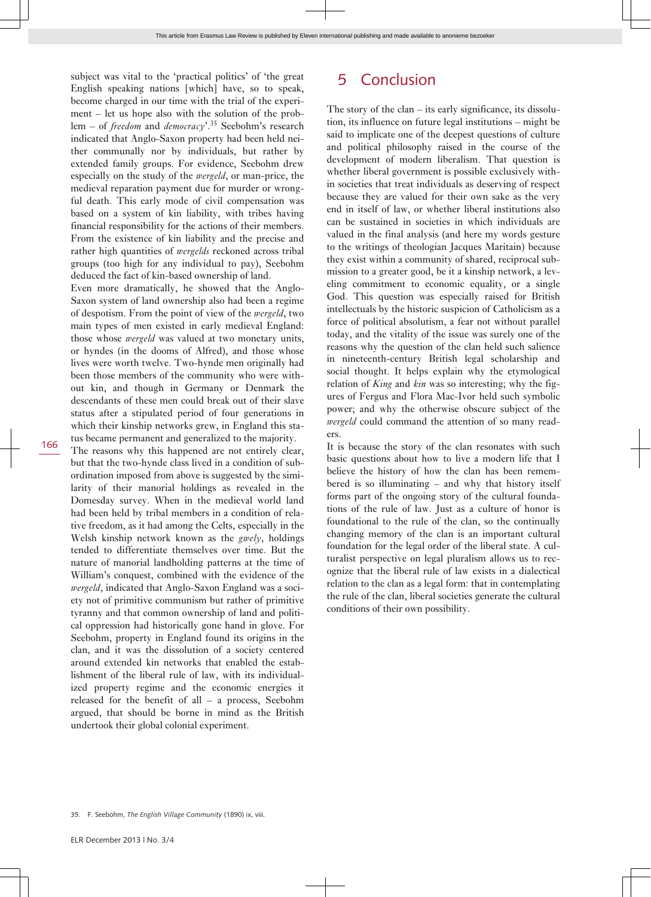subject was vital to the 'practical politics' of 'the great English speaking nations [which] have, so to speak, become charged in our time with the trial of the experiment – let us hope also with the solution of the problem – of *freedom* and *democracy*'.[35] Seebohm's research indicated that Anglo-Saxon property had been held neither communally nor by individuals, but rather by extended family groups. For evidence, Seebohm drew especially on the study of the *wergeld*, or man-price, the medieval reparation payment due for murder or wrongful death. This early mode of civil compensation was based on a system of kin liability, with tribes having financial responsibility for the actions of their members. From the existence of kin liability and the precise and rather high quantities of *wergelds* reckoned across tribal groups (too high for any individual to pay), Seebohm deduced the fact of kin-based ownership of land.

Even more dramatically, he showed that the Anglo-Saxon system of land ownership also had been a regime of despotism. From the point of view of the *wergeld*, two main types of men existed in early medieval England: those whose *wergeld* was valued at two monetary units, or hyndes (in the dooms of Alfred), and those whose lives were worth twelve. Two-hynde men originally had been those members of the community who were without kin, and though in Germany or Denmark the descendants of these men could break out of their slave status after a stipulated period of four generations in which their kinship networks grew, in England this status became permanent and generalized to the majority.

The reasons why this happened are not entirely clear, but that the two-hynde class lived in a condition of subordination imposed from above is suggested by the similarity of their manorial holdings as revealed in the Domesday survey. When in the medieval world land had been held by tribal members in a condition of relative freedom, as it had among the Celts, especially in the Welsh kinship network known as the *gwely*, holdings tended to differentiate themselves over time. But the nature of manorial landholding patterns at the time of William's conquest, combined with the evidence of the *wergeld*, indicated that Anglo-Saxon England was a society not of primitive communism but rather of primitive tyranny and that common ownership of land and political oppression had historically gone hand in glove. For Seebohm, property in England found its origins in the clan, and it was the dissolution of a society centered around extended kin networks that enabled the establishment of the liberal rule of law, with its individualized property regime and the economic energies it released for the benefit of all – a process, Seebohm argued, that should be borne in mind as the British undertook their global colonial experiment.

## 5 Conclusion

The story of the clan – its early significance, its dissolution, its influence on future legal institutions – might be said to implicate one of the deepest questions of culture and political philosophy raised in the course of the development of modern liberalism. That question is whether liberal government is possible exclusively within societies that treat individuals as deserving of respect because they are valued for their own sake as the very end in itself of law, or whether liberal institutions also can be sustained in societies in which individuals are valued in the final analysis (and here my words gesture to the writings of theologian Jacques Maritain) because they exist within a community of shared, reciprocal submission to a greater good, be it a kinship network, a leveling commitment to economic equality, or a single God. This question was especially raised for British intellectuals by the historic suspicion of Catholicism as a force of political absolutism, a fear not without parallel today, and the vitality of the issue was surely one of the reasons why the question of the clan held such salience in nineteenth-century British legal scholarship and social thought. It helps explain why the etymological relation of *King* and *kin* was so interesting; why the figures of Fergus and Flora Mac-Ivor held such symbolic power; and why the otherwise obscure subject of the *wergeld* could command the attention of so many readers.

It is because the story of the clan resonates with such basic questions about how to live a modern life that I believe the history of how the clan has been remembered is so illuminating – and why that history itself forms part of the ongoing story of the cultural foundations of the rule of law. Just as a culture of honor is foundational to the rule of the clan, so the continually changing memory of the clan is an important cultural foundation for the legal order of the liberal state. A culturalist perspective on legal pluralism allows us to recognize that the liberal rule of law exists in a dialectical relation to the clan as a legal form: that in contemplating the rule of the clan, liberal societies generate the cultural conditions of their own possibility.

35. F. Seebohm, *The English Village Community* (1890) ix, viii.